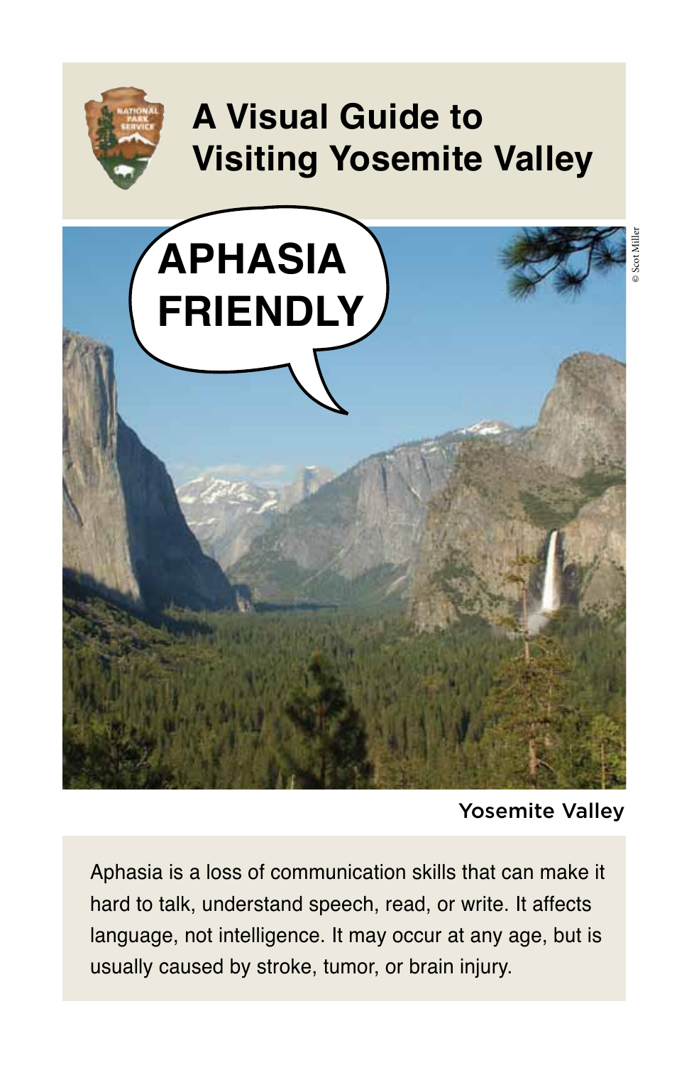# A Visual Guide to Visiting Yosemite Valley

**APHASIA FRIENDLY**

© Scot Miller

Yosemite Valley

Aphasia is a loss of communication skills that can make it hard to talk, understand speech, read, or write. It affects language, not intelligence. It may occur at any age, but is usually caused by stroke, tumor, or brain injury.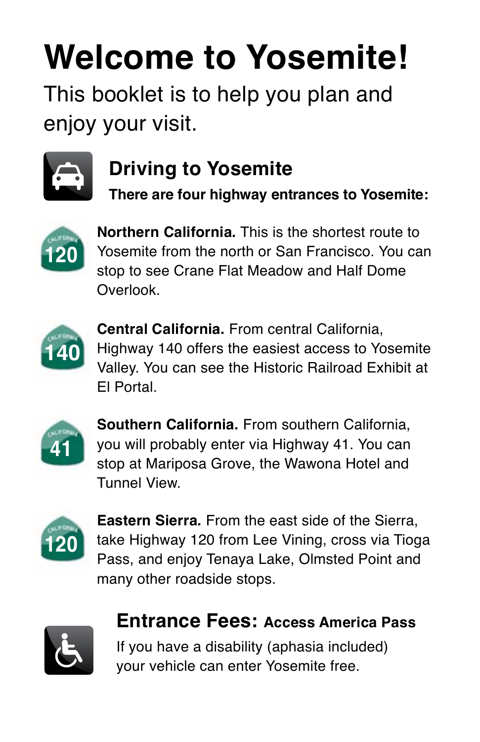# Welcome to Yosemite!

This booklet is to help you plan and enjoy your visit.

## Driving to Yosemite

**There are four highway entrances to Yosemite:**

**Northern California.** This is the shortest route to Yosemite from the north or San Francisco. You can stop to see Crane Flat Meadow and Half Dome Overlook.

**Central California.** From central California, Highway 140 offers the easiest access to Yosemite Valley. You can see the Historic Railroad Exhibit at El Portal.

**Southern California.** From southern California, you will probably enter via Highway 41. You can stop at Mariposa Grove, the Wawona Hotel and Tunnel View.

**Eastern Sierra.** From the east side of the Sierra, take Highway 120 from Lee Vining, cross via Tioga Pass, and enjoy Tenaya Lake, Olmsted Point and many other roadside stops.

## Entrance Fees: Access America Pass

If you have a disability (aphasia included) your vehicle can enter Yosemite free.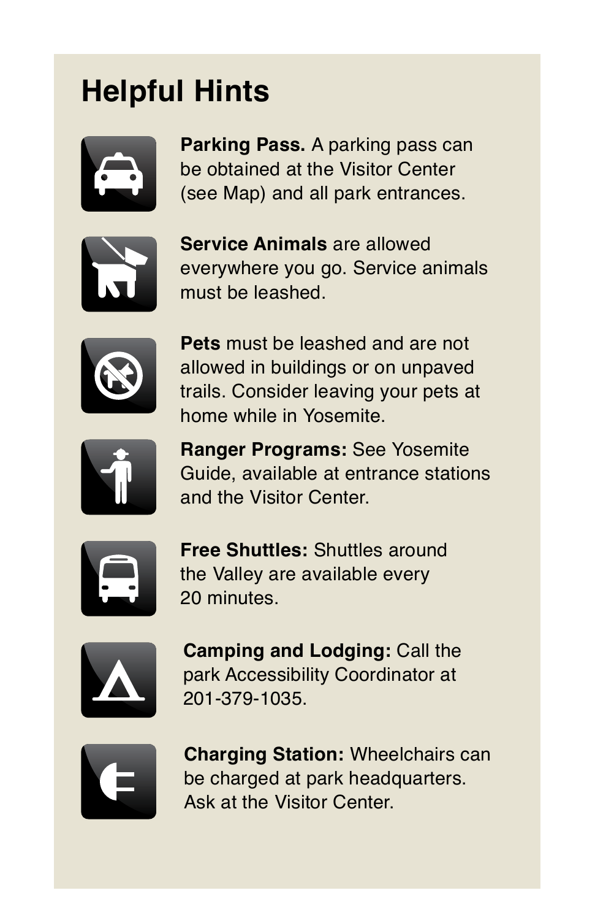# Helpful Hints

**Parking Pass.** A parking pass can be obtained at the Visitor Center (see Map) and all park entrances.

**Service Animals** are allowed everywhere you go. Service animals must be leashed.

**Pets** must be leashed and are not allowed in buildings or on unpaved trails. Consider leaving your pets at home while in Yosemite.

**Ranger Programs:** See Yosemite Guide, available at entrance stations and the Visitor Center.

**Free Shuttles:** Shuttles around the Valley are available every 20 minutes.

**Camping and Lodging:** Call the park Accessibility Coordinator at 201-379-1035.

**Charging Station:** Wheelchairs can be charged at park headquarters. Ask at the Visitor Center.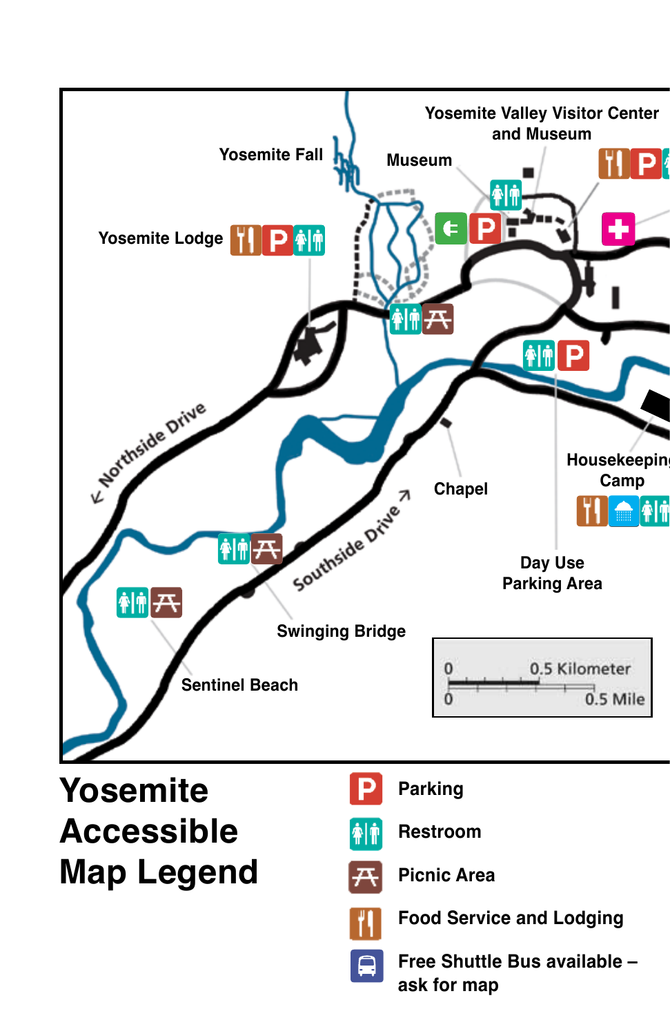Yosemite Fall

Yosemite Valley Visitor Center and Museum

Museum

Yosemite Lodge

Northside Drive

Chapel

Housekeeping Camp

Day Use Parking Area

Southside Drive

Swinging Bridge

Sentinel Beach

0 0.5 Kilometer

0 0.5 Mile

# Yosemite Accessible Map Legend

- Parking
- Restroom
- Picnic Area
- Food Service and Lodging
- Free Shuttle Bus available – ask for map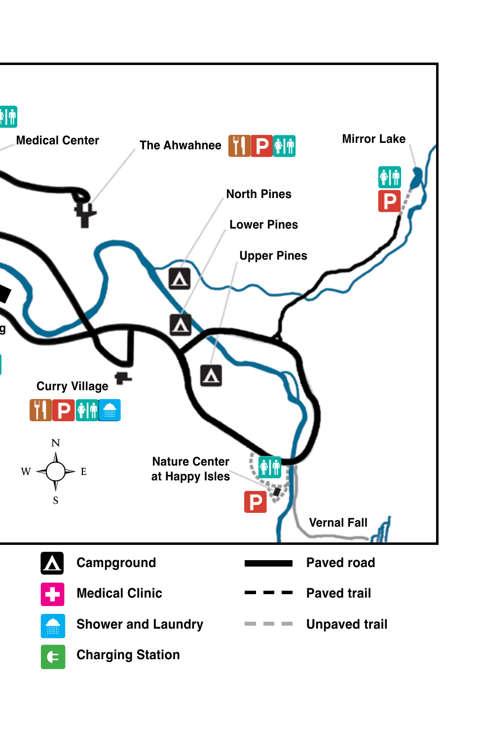Medical Center

The Ahwahnee

Mirror Lake

North Pines

Lower Pines

Upper Pines

Curry Village

N

W

E

S

Nature Center at Happy Isles

Vernal Fall

Campground

Medical Clinic

Shower and Laundry

Charging Station

Paved road

Paved trail

Unpaved trail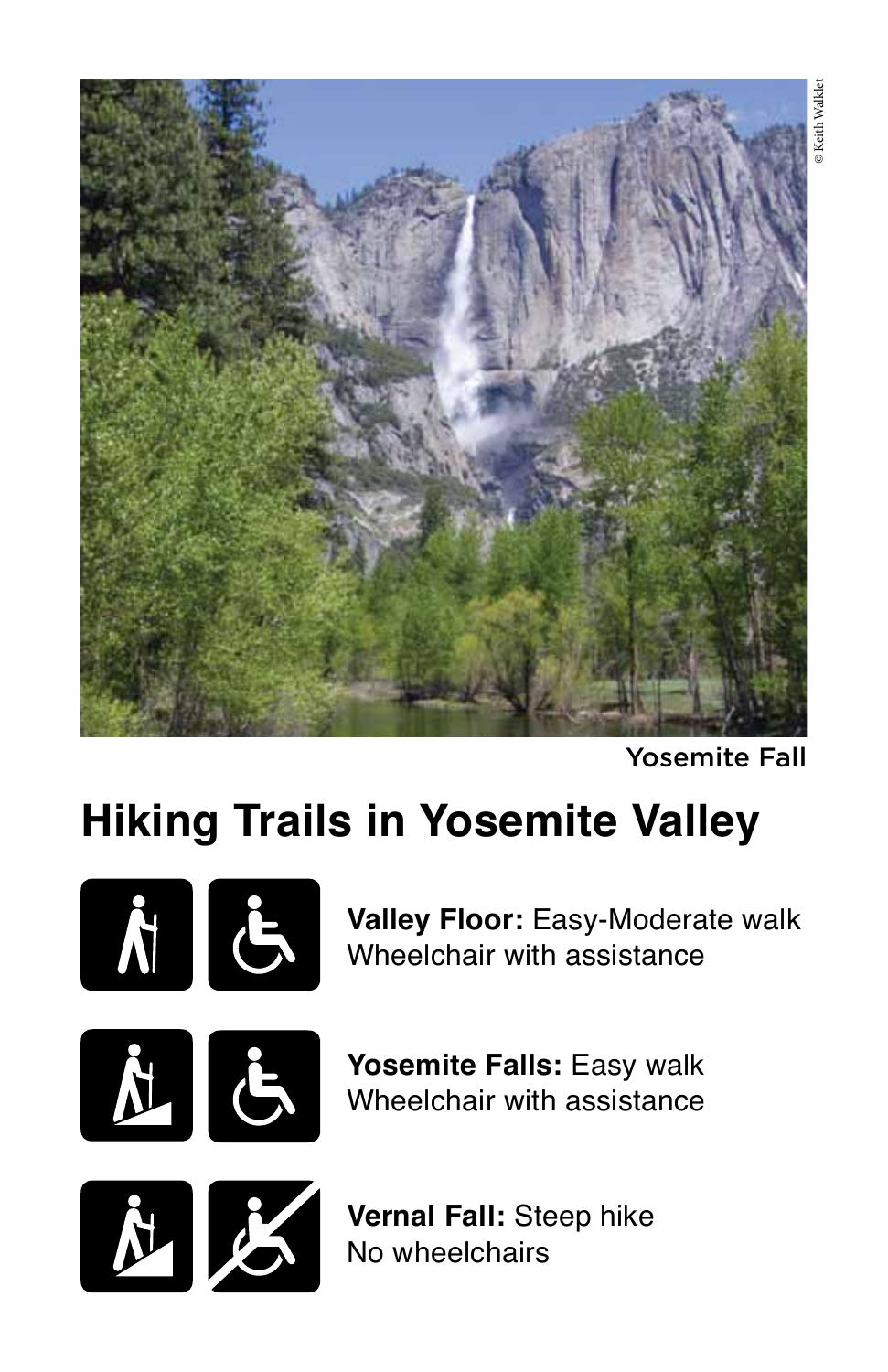© Keith Walklet

Yosemite Fall

# Hiking Trails in Yosemite Valley

**Valley Floor:** Easy-Moderate walk
Wheelchair with assistance

**Yosemite Falls:** Easy walk
Wheelchair with assistance

**Vernal Fall:** Steep hike
No wheelchairs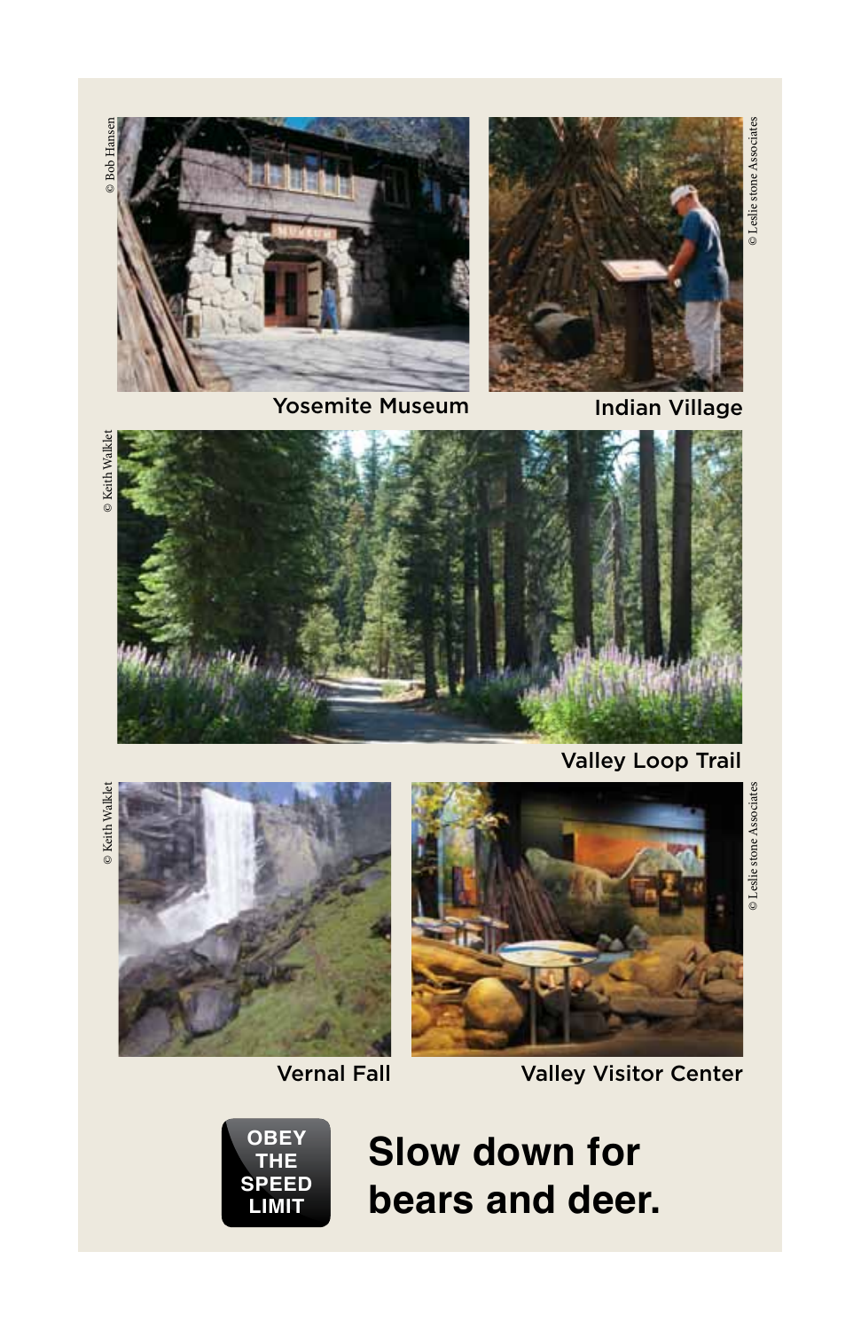© Bob Hansen

Yosemite Museum

© Leslie stone Associates

Indian Village

© Keith Walklet

Valley Loop Trail

© Keith Walklet

Vernal Fall

© Leslie stone Associates

Valley Visitor Center

OBEY THE SPEED LIMIT

**Slow down for bears and deer.**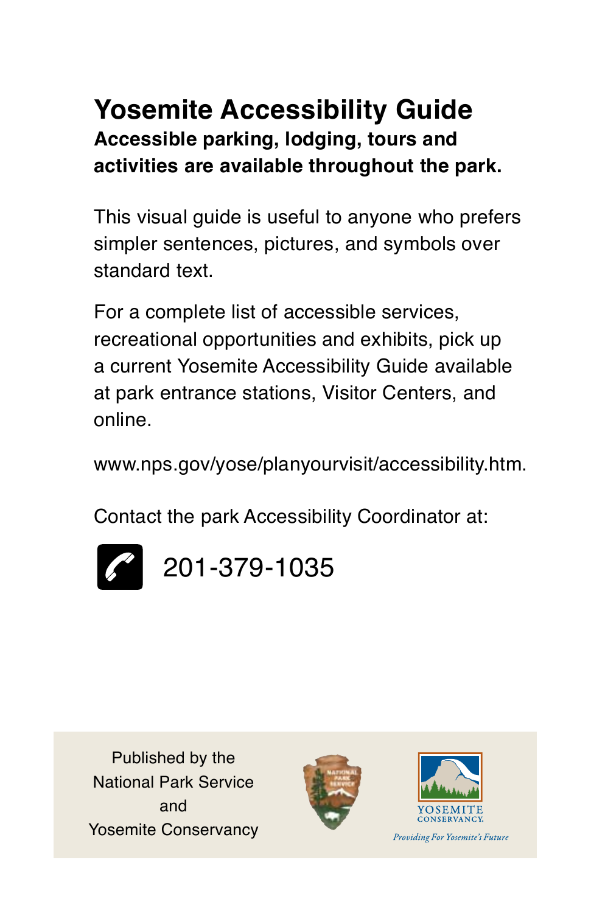# Yosemite Accessibility Guide

**Accessible parking, lodging, tours and activities are available throughout the park.**

This visual guide is useful to anyone who prefers simpler sentences, pictures, and symbols over standard text.

For a complete list of accessible services, recreational opportunities and exhibits, pick up a current Yosemite Accessibility Guide available at park entrance stations, Visitor Centers, and online.

www.nps.gov/yose/planyourvisit/accessibility.htm.

Contact the park Accessibility Coordinator at:

201-379-1035

Published by the
National Park Service
and
Yosemite Conservancy

YOSEMITE CONSERVANCY.

*Providing For Yosemite's Future*